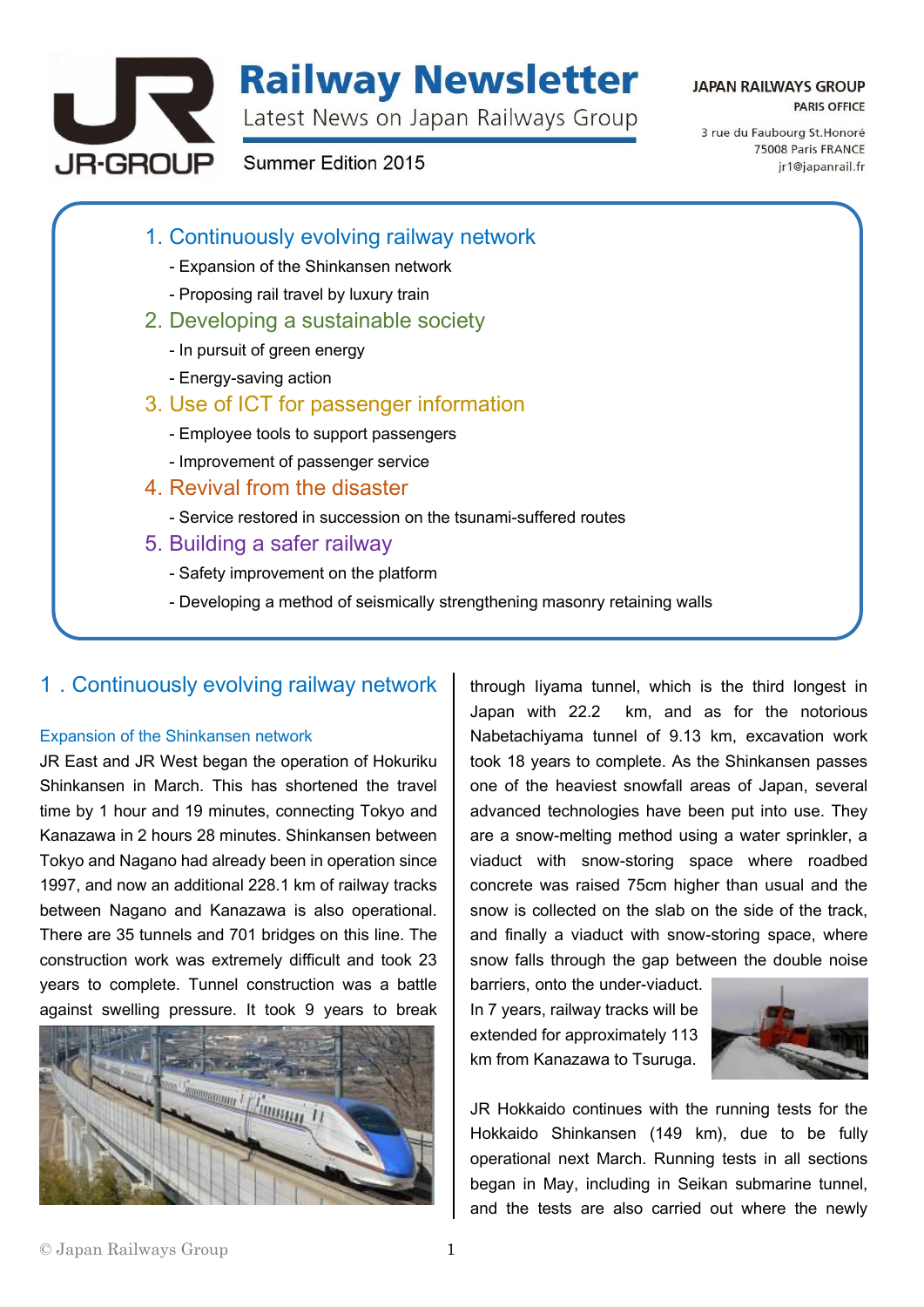# Railway Newsletter

Latest News on Japan Railways Group

Summer Edition 2015

**JAPAN RAILWAYS GROUP**
**PARIS OFFICE**

3 rue du Faubourg St.Honoré
75008 Paris FRANCE
jr1@japanrail.fr

1. Continuously evolving railway network
   - Expansion of the Shinkansen network
   - Proposing rail travel by luxury train
2. Developing a sustainable society
   - In pursuit of green energy
   - Energy-saving action
3. Use of ICT for passenger information
   - Employee tools to support passengers
   - Improvement of passenger service
4. Revival from the disaster
   - Service restored in succession on the tsunami-suffered routes
5. Building a safer railway
   - Safety improvement on the platform
   - Developing a method of seismically strengthening masonry retaining walls

## 1 . Continuously evolving railway network

### Expansion of the Shinkansen network

JR East and JR West began the operation of Hokuriku Shinkansen in March. This has shortened the travel time by 1 hour and 19 minutes, connecting Tokyo and Kanazawa in 2 hours 28 minutes. Shinkansen between Tokyo and Nagano had already been in operation since 1997, and now an additional 228.1 km of railway tracks between Nagano and Kanazawa is also operational. There are 35 tunnels and 701 bridges on this line. The construction work was extremely difficult and took 23 years to complete. Tunnel construction was a battle against swelling pressure. It took 9 years to break through Iiyama tunnel, which is the third longest in Japan with 22.2 km, and as for the notorious Nabetachiyama tunnel of 9.13 km, excavation work took 18 years to complete. As the Shinkansen passes one of the heaviest snowfall areas of Japan, several advanced technologies have been put into use. They are a snow-melting method using a water sprinkler, a viaduct with snow-storing space where roadbed concrete was raised 75cm higher than usual and the snow is collected on the slab on the side of the track, and finally a viaduct with snow-storing space, where snow falls through the gap between the double noise barriers, onto the under-viaduct.

In 7 years, railway tracks will be extended for approximately 113 km from Kanazawa to Tsuruga.

JR Hokkaido continues with the running tests for the Hokkaido Shinkansen (149 km), due to be fully operational next March. Running tests in all sections began in May, including in Seikan submarine tunnel, and the tests are also carried out where the newly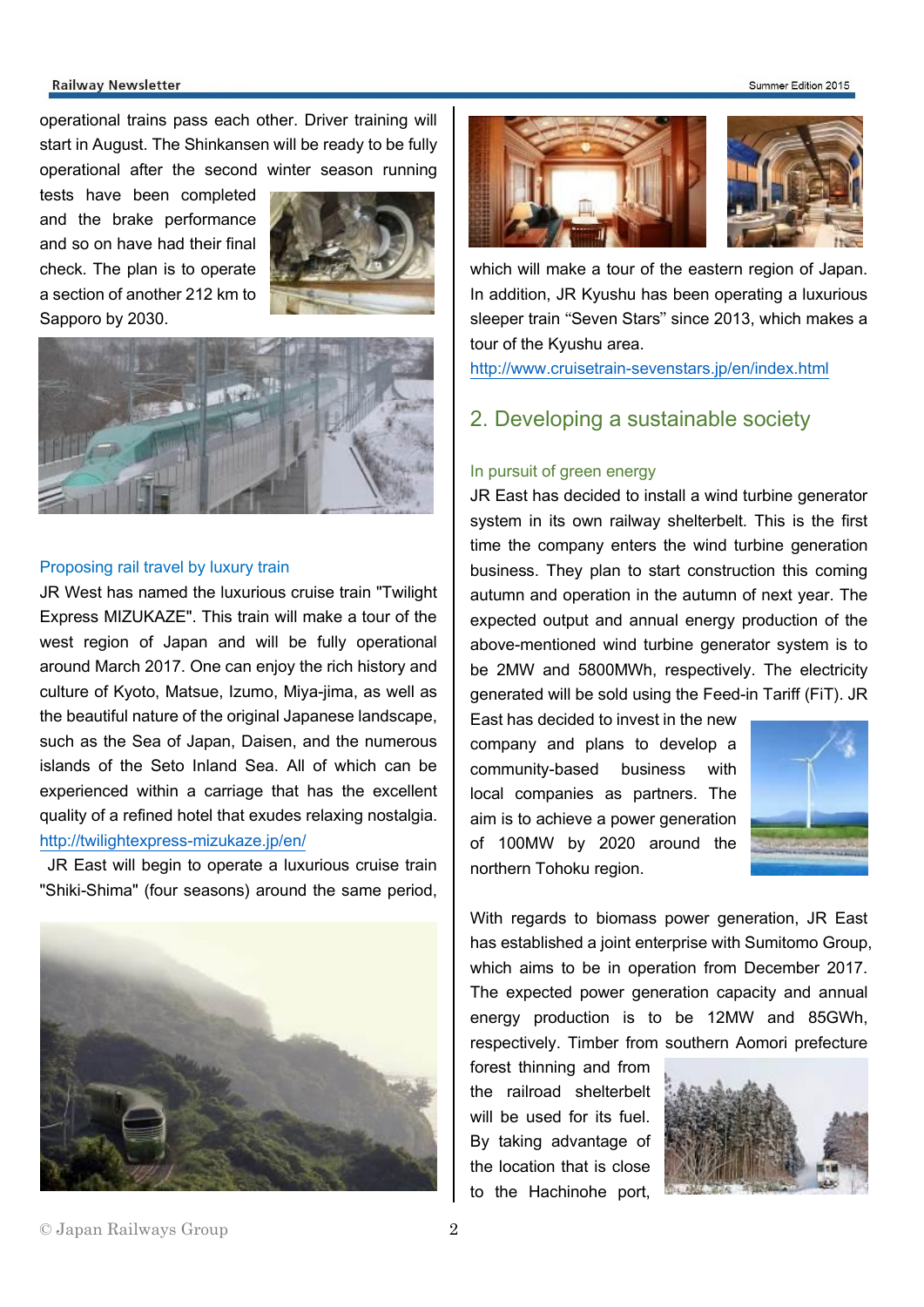operational trains pass each other. Driver training will start in August. The Shinkansen will be ready to be fully operational after the second winter season running tests have been completed and the brake performance and so on have had their final check. The plan is to operate a section of another 212 km to Sapporo by 2030.

### Proposing rail travel by luxury train

JR West has named the luxurious cruise train "Twilight Express MIZUKAZE". This train will make a tour of the west region of Japan and will be fully operational around March 2017. One can enjoy the rich history and culture of Kyoto, Matsue, Izumo, Miya-jima, as well as the beautiful nature of the original Japanese landscape, such as the Sea of Japan, Daisen, and the numerous islands of the Seto Inland Sea. All of which can be experienced within a carriage that has the excellent quality of a refined hotel that exudes relaxing nostalgia.
http://twilightexpress-mizukaze.jp/en/

JR East will begin to operate a luxurious cruise train "Shiki-Shima" (four seasons) around the same period, which will make a tour of the eastern region of Japan. In addition, JR Kyushu has been operating a luxurious sleeper train "Seven Stars" since 2013, which makes a tour of the Kyushu area.
http://www.cruisetrain-sevenstars.jp/en/index.html

## 2. Developing a sustainable society

### In pursuit of green energy

JR East has decided to install a wind turbine generator system in its own railway shelterbelt. This is the first time the company enters the wind turbine generation business. They plan to start construction this coming autumn and operation in the autumn of next year. The expected output and annual energy production of the above-mentioned wind turbine generator system is to be 2MW and 5800MWh, respectively. The electricity generated will be sold using the Feed-in Tariff (FiT). JR East has decided to invest in the new company and plans to develop a community-based business with local companies as partners. The aim is to achieve a power generation of 100MW by 2020 around the northern Tohoku region.

With regards to biomass power generation, JR East has established a joint enterprise with Sumitomo Group, which aims to be in operation from December 2017. The expected power generation capacity and annual energy production is to be 12MW and 85GWh, respectively. Timber from southern Aomori prefecture forest thinning and from the railroad shelterbelt will be used for its fuel. By taking advantage of the location that is close to the Hachinohe port,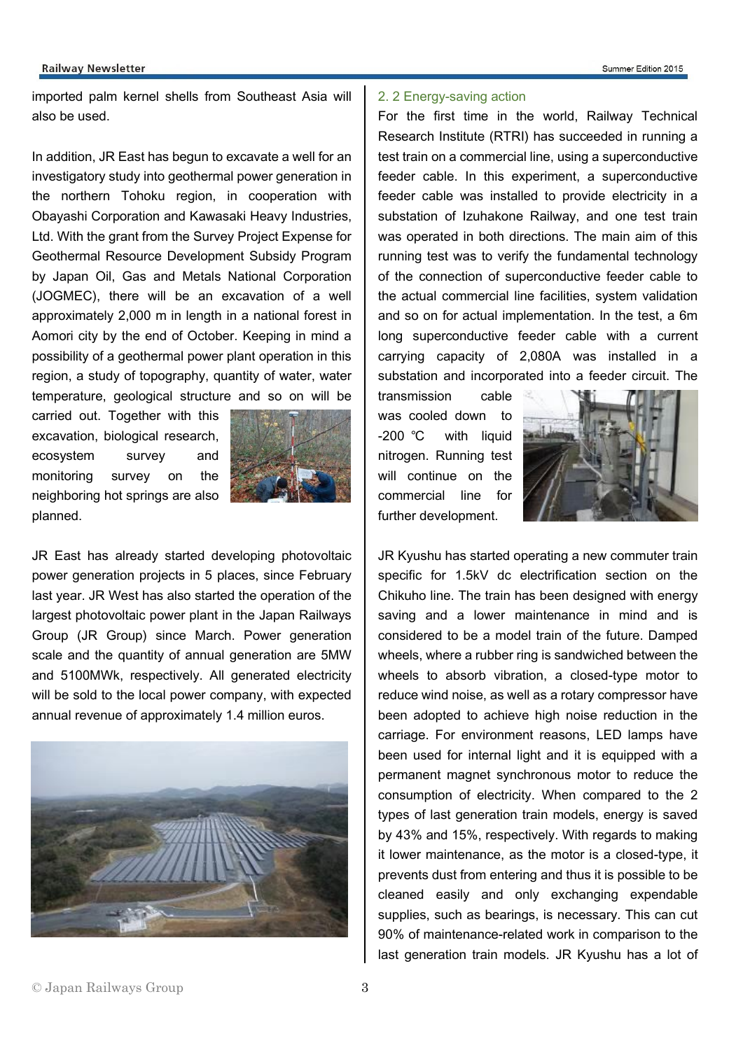imported palm kernel shells from Southeast Asia will also be used.

In addition, JR East has begun to excavate a well for an investigatory study into geothermal power generation in the northern Tohoku region, in cooperation with Obayashi Corporation and Kawasaki Heavy Industries, Ltd. With the grant from the Survey Project Expense for Geothermal Resource Development Subsidy Program by Japan Oil, Gas and Metals National Corporation (JOGMEC), there will be an excavation of a well approximately 2,000 m in length in a national forest in Aomori city by the end of October. Keeping in mind a possibility of a geothermal power plant operation in this region, a study of topography, quantity of water, water temperature, geological structure and so on will be carried out. Together with this excavation, biological research, ecosystem survey and monitoring survey on the neighboring hot springs are also planned.

JR East has already started developing photovoltaic power generation projects in 5 places, since February last year. JR West has also started the operation of the largest photovoltaic power plant in the Japan Railways Group (JR Group) since March. Power generation scale and the quantity of annual generation are 5MW and 5100MWk, respectively. All generated electricity will be sold to the local power company, with expected annual revenue of approximately 1.4 million euros.

## 2. 2 Energy-saving action

For the first time in the world, Railway Technical Research Institute (RTRI) has succeeded in running a test train on a commercial line, using a superconductive feeder cable. In this experiment, a superconductive feeder cable was installed to provide electricity in a substation of Izuhakone Railway, and one test train was operated in both directions. The main aim of this running test was to verify the fundamental technology of the connection of superconductive feeder cable to the actual commercial line facilities, system validation and so on for actual implementation. In the test, a 6m long superconductive feeder cable with a current carrying capacity of 2,080A was installed in a substation and incorporated into a feeder circuit. The transmission cable was cooled down to -200 ℃ with liquid nitrogen. Running test will continue on the commercial line for further development.

JR Kyushu has started operating a new commuter train specific for 1.5kV dc electrification section on the Chikuho line. The train has been designed with energy saving and a lower maintenance in mind and is considered to be a model train of the future. Damped wheels, where a rubber ring is sandwiched between the wheels to absorb vibration, a closed-type motor to reduce wind noise, as well as a rotary compressor have been adopted to achieve high noise reduction in the carriage. For environment reasons, LED lamps have been used for internal light and it is equipped with a permanent magnet synchronous motor to reduce the consumption of electricity. When compared to the 2 types of last generation train models, energy is saved by 43% and 15%, respectively. With regards to making it lower maintenance, as the motor is a closed-type, it prevents dust from entering and thus it is possible to be cleaned easily and only exchanging expendable supplies, such as bearings, is necessary. This can cut 90% of maintenance-related work in comparison to the last generation train models. JR Kyushu has a lot of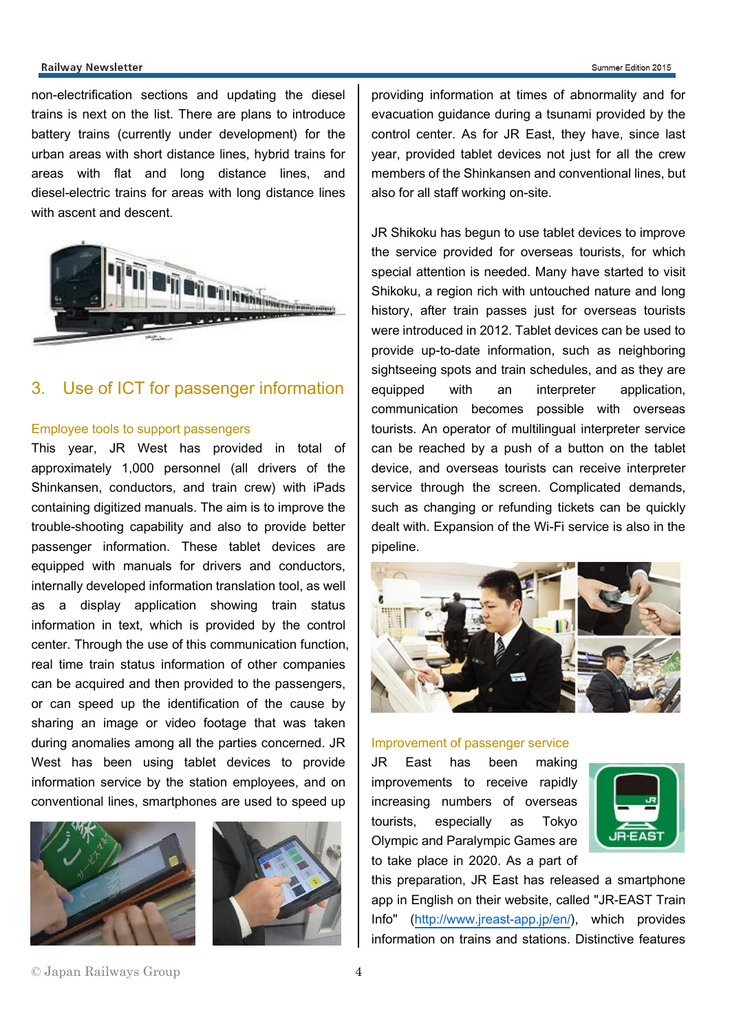non-electrification sections and updating the diesel trains is next on the list. There are plans to introduce battery trains (currently under development) for the urban areas with short distance lines, hybrid trains for areas with flat and long distance lines, and diesel-electric trains for areas with long distance lines with ascent and descent.

## 3. Use of ICT for passenger information

### Employee tools to support passengers

This year, JR West has provided in total of approximately 1,000 personnel (all drivers of the Shinkansen, conductors, and train crew) with iPads containing digitized manuals. The aim is to improve the trouble-shooting capability and also to provide better passenger information. These tablet devices are equipped with manuals for drivers and conductors, internally developed information translation tool, as well as a display application showing train status information in text, which is provided by the control center. Through the use of this communication function, real time train status information of other companies can be acquired and then provided to the passengers, or can speed up the identification of the cause by sharing an image or video footage that was taken during anomalies among all the parties concerned. JR West has been using tablet devices to provide information service by the station employees, and on conventional lines, smartphones are used to speed up providing information at times of abnormality and for evacuation guidance during a tsunami provided by the control center. As for JR East, they have, since last year, provided tablet devices not just for all the crew members of the Shinkansen and conventional lines, but also for all staff working on-site.

JR Shikoku has begun to use tablet devices to improve the service provided for overseas tourists, for which special attention is needed. Many have started to visit Shikoku, a region rich with untouched nature and long history, after train passes just for overseas tourists were introduced in 2012. Tablet devices can be used to provide up-to-date information, such as neighboring sightseeing spots and train schedules, and as they are equipped with an interpreter application, communication becomes possible with overseas tourists. An operator of multilingual interpreter service can be reached by a push of a button on the tablet device, and overseas tourists can receive interpreter service through the screen. Complicated demands, such as changing or refunding tickets can be quickly dealt with. Expansion of the Wi-Fi service is also in the pipeline.

### Improvement of passenger service

JR East has been making improvements to receive rapidly increasing numbers of overseas tourists, especially as Tokyo Olympic and Paralympic Games are to take place in 2020. As a part of this preparation, JR East has released a smartphone app in English on their website, called "JR-EAST Train Info" (http://www.jreast-app.jp/en/), which provides information on trains and stations. Distinctive features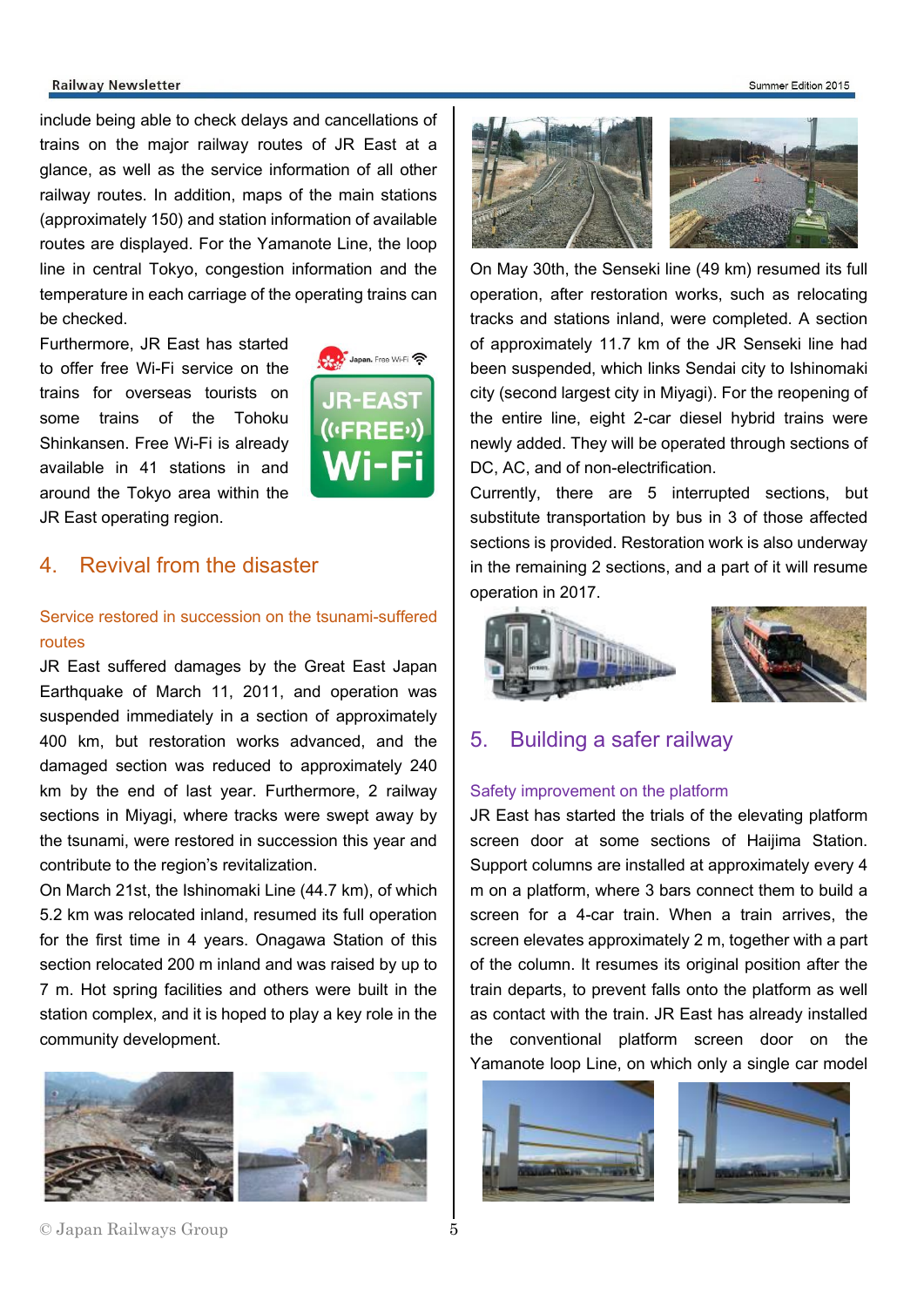include being able to check delays and cancellations of trains on the major railway routes of JR East at a glance, as well as the service information of all other railway routes. In addition, maps of the main stations (approximately 150) and station information of available routes are displayed. For the Yamanote Line, the loop line in central Tokyo, congestion information and the temperature in each carriage of the operating trains can be checked.

Furthermore, JR East has started to offer free Wi-Fi service on the trains for overseas tourists on some trains of the Tohoku Shinkansen. Free Wi-Fi is already available in 41 stations in and around the Tokyo area within the JR East operating region.

## 4. Revival from the disaster

### Service restored in succession on the tsunami-suffered routes

JR East suffered damages by the Great East Japan Earthquake of March 11, 2011, and operation was suspended immediately in a section of approximately 400 km, but restoration works advanced, and the damaged section was reduced to approximately 240 km by the end of last year. Furthermore, 2 railway sections in Miyagi, where tracks were swept away by the tsunami, were restored in succession this year and contribute to the region's revitalization.

On March 21st, the Ishinomaki Line (44.7 km), of which 5.2 km was relocated inland, resumed its full operation for the first time in 4 years. Onagawa Station of this section relocated 200 m inland and was raised by up to 7 m. Hot spring facilities and others were built in the station complex, and it is hoped to play a key role in the community development.

On May 30th, the Senseki line (49 km) resumed its full operation, after restoration works, such as relocating tracks and stations inland, were completed. A section of approximately 11.7 km of the JR Senseki line had been suspended, which links Sendai city to Ishinomaki city (second largest city in Miyagi). For the reopening of the entire line, eight 2-car diesel hybrid trains were newly added. They will be operated through sections of DC, AC, and of non-electrification.

Currently, there are 5 interrupted sections, but substitute transportation by bus in 3 of those affected sections is provided. Restoration work is also underway in the remaining 2 sections, and a part of it will resume operation in 2017.

## 5. Building a safer railway

### Safety improvement on the platform

JR East has started the trials of the elevating platform screen door at some sections of Haijima Station. Support columns are installed at approximately every 4 m on a platform, where 3 bars connect them to build a screen for a 4-car train. When a train arrives, the screen elevates approximately 2 m, together with a part of the column. It resumes its original position after the train departs, to prevent falls onto the platform as well as contact with the train. JR East has already installed the conventional platform screen door on the Yamanote loop Line, on which only a single car model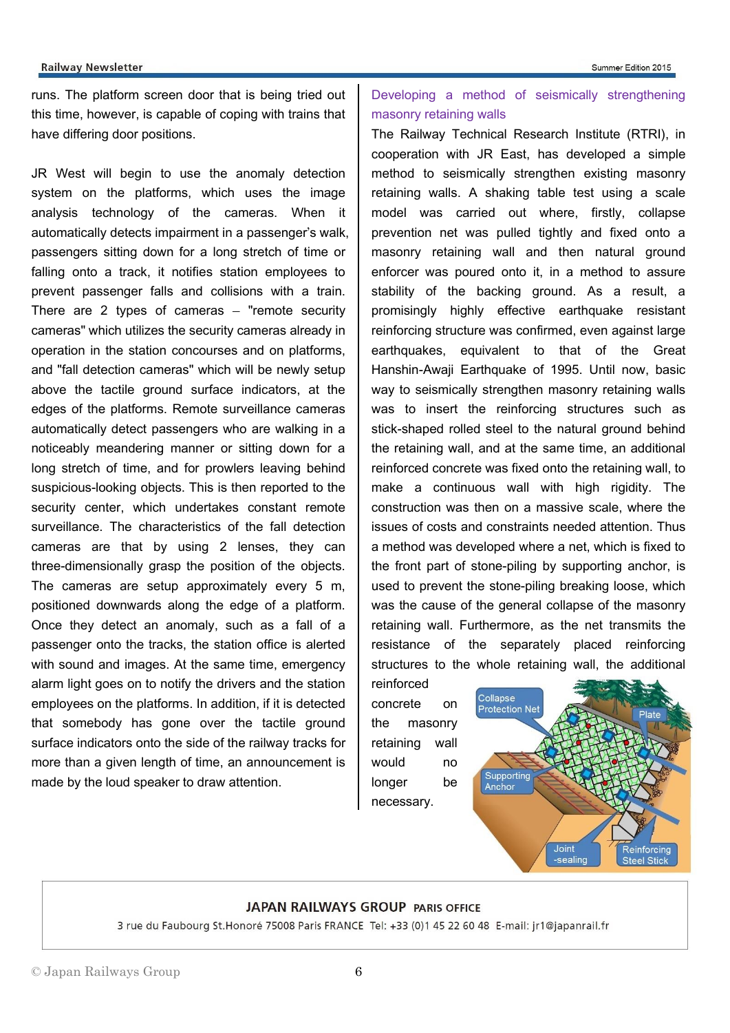runs. The platform screen door that is being tried out this time, however, is capable of coping with trains that have differing door positions.

JR West will begin to use the anomaly detection system on the platforms, which uses the image analysis technology of the cameras. When it automatically detects impairment in a passenger's walk, passengers sitting down for a long stretch of time or falling onto a track, it notifies station employees to prevent passenger falls and collisions with a train. There are 2 types of cameras – "remote security cameras" which utilizes the security cameras already in operation in the station concourses and on platforms, and "fall detection cameras" which will be newly setup above the tactile ground surface indicators, at the edges of the platforms. Remote surveillance cameras automatically detect passengers who are walking in a noticeably meandering manner or sitting down for a long stretch of time, and for prowlers leaving behind suspicious-looking objects. This is then reported to the security center, which undertakes constant remote surveillance. The characteristics of the fall detection cameras are that by using 2 lenses, they can three-dimensionally grasp the position of the objects. The cameras are setup approximately every 5 m, positioned downwards along the edge of a platform. Once they detect an anomaly, such as a fall of a passenger onto the tracks, the station office is alerted with sound and images. At the same time, emergency alarm light goes on to notify the drivers and the station employees on the platforms. In addition, if it is detected that somebody has gone over the tactile ground surface indicators onto the side of the railway tracks for more than a given length of time, an announcement is made by the loud speaker to draw attention.

## Developing a method of seismically strengthening masonry retaining walls

The Railway Technical Research Institute (RTRI), in cooperation with JR East, has developed a simple method to seismically strengthen existing masonry retaining walls. A shaking table test using a scale model was carried out where, firstly, collapse prevention net was pulled tightly and fixed onto a masonry retaining wall and then natural ground enforcer was poured onto it, in a method to assure stability of the backing ground. As a result, a promisingly highly effective earthquake resistant reinforcing structure was confirmed, even against large earthquakes, equivalent to that of the Great Hanshin-Awaji Earthquake of 1995. Until now, basic way to seismically strengthen masonry retaining walls was to insert the reinforcing structures such as stick-shaped rolled steel to the natural ground behind the retaining wall, and at the same time, an additional reinforced concrete was fixed onto the retaining wall, to make a continuous wall with high rigidity. The construction was then on a massive scale, where the issues of costs and constraints needed attention. Thus a method was developed where a net, which is fixed to the front part of stone-piling by supporting anchor, is used to prevent the stone-piling breaking loose, which was the cause of the general collapse of the masonry retaining wall. Furthermore, as the net transmits the resistance of the separately placed reinforcing structures to the whole retaining wall, the additional reinforced concrete on the masonry retaining wall would no longer be necessary.

Collapse Protection Net
Plate
Supporting Anchor
Joint -sealing
Reinforcing Steel Stick

**JAPAN RAILWAYS GROUP** PARIS OFFICE
3 rue du Faubourg St.Honoré 75008 Paris FRANCE Tel: +33 (0)1 45 22 60 48 E-mail: jr1@japanrail.fr

© Japan Railways Group